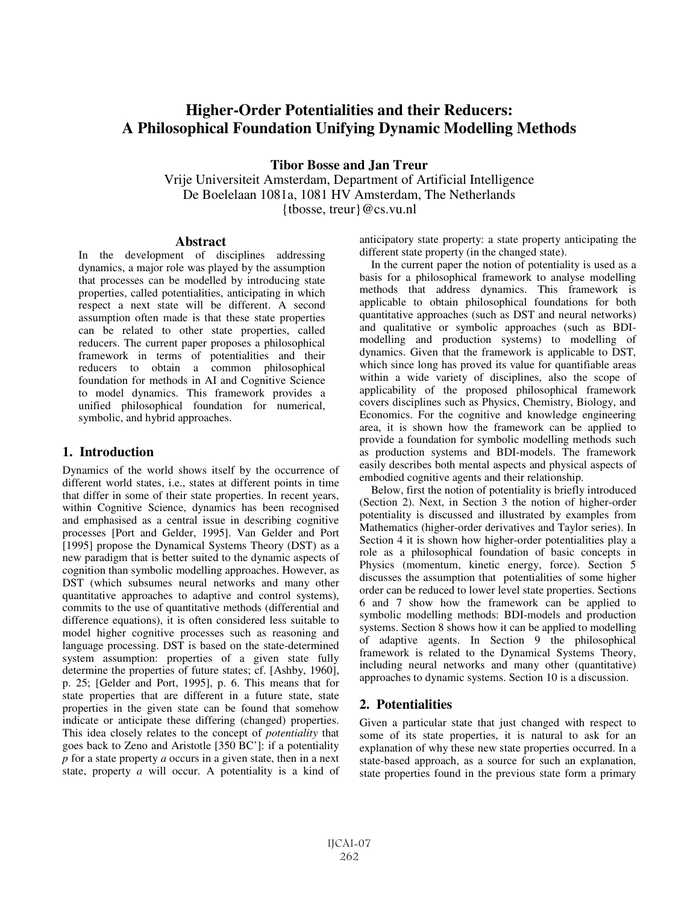# Higher-Order Potentialities and their Reducers: A Philosophical Foundation Unifying Dynamic Modelling Methods

**Tibor Bosse and Jan Treur**

Vrije Universiteit Amsterdam, Department of Artificial Intelligence
De Boelelaan 1081a, 1081 HV Amsterdam, The Netherlands
{tbosse, treur}@cs.vu.nl

## Abstract

In the development of disciplines addressing dynamics, a major role was played by the assumption that processes can be modelled by introducing state properties, called potentialities, anticipating in which respect a next state will be different. A second assumption often made is that these state properties can be related to other state properties, called reducers. The current paper proposes a philosophical framework in terms of potentialities and their reducers to obtain a common philosophical foundation for methods in AI and Cognitive Science to model dynamics. This framework provides a unified philosophical foundation for numerical, symbolic, and hybrid approaches.

## 1. Introduction

Dynamics of the world shows itself by the occurrence of different world states, i.e., states at different points in time that differ in some of their state properties. In recent years, within Cognitive Science, dynamics has been recognised and emphasised as a central issue in describing cognitive processes [Port and Gelder, 1995]. Van Gelder and Port [1995] propose the Dynamical Systems Theory (DST) as a new paradigm that is better suited to the dynamic aspects of cognition than symbolic modelling approaches. However, as DST (which subsumes neural networks and many other quantitative approaches to adaptive and control systems), commits to the use of quantitative methods (differential and difference equations), it is often considered less suitable to model higher cognitive processes such as reasoning and language processing. DST is based on the state-determined system assumption: properties of a given state fully determine the properties of future states; cf. [Ashby, 1960], p. 25; [Gelder and Port, 1995], p. 6. This means that for state properties that are different in a future state, state properties in the given state can be found that somehow indicate or anticipate these differing (changed) properties. This idea closely relates to the concept of *potentiality* that goes back to Zeno and Aristotle [350 BC']: if a potentiality *p* for a state property *a* occurs in a given state, then in a next state, property *a* will occur. A potentiality is a kind of anticipatory state property: a state property anticipating the different state property (in the changed state).

In the current paper the notion of potentiality is used as a basis for a philosophical framework to analyse modelling methods that address dynamics. This framework is applicable to obtain philosophical foundations for both quantitative approaches (such as DST and neural networks) and qualitative or symbolic approaches (such as BDI-modelling and production systems) to modelling of dynamics. Given that the framework is applicable to DST, which since long has proved its value for quantifiable areas within a wide variety of disciplines, also the scope of applicability of the proposed philosophical framework covers disciplines such as Physics, Chemistry, Biology, and Economics. For the cognitive and knowledge engineering area, it is shown how the framework can be applied to provide a foundation for symbolic modelling methods such as production systems and BDI-models. The framework easily describes both mental aspects and physical aspects of embodied cognitive agents and their relationship.

Below, first the notion of potentiality is briefly introduced (Section 2). Next, in Section 3 the notion of higher-order potentiality is discussed and illustrated by examples from Mathematics (higher-order derivatives and Taylor series). In Section 4 it is shown how higher-order potentialities play a role as a philosophical foundation of basic concepts in Physics (momentum, kinetic energy, force). Section 5 discusses the assumption that potentialities of some higher order can be reduced to lower level state properties. Sections 6 and 7 show how the framework can be applied to symbolic modelling methods: BDI-models and production systems. Section 8 shows how it can be applied to modelling of adaptive agents. In Section 9 the philosophical framework is related to the Dynamical Systems Theory, including neural networks and many other (quantitative) approaches to dynamic systems. Section 10 is a discussion.

## 2. Potentialities

Given a particular state that just changed with respect to some of its state properties, it is natural to ask for an explanation of why these new state properties occurred. In a state-based approach, as a source for such an explanation, state properties found in the previous state form a primary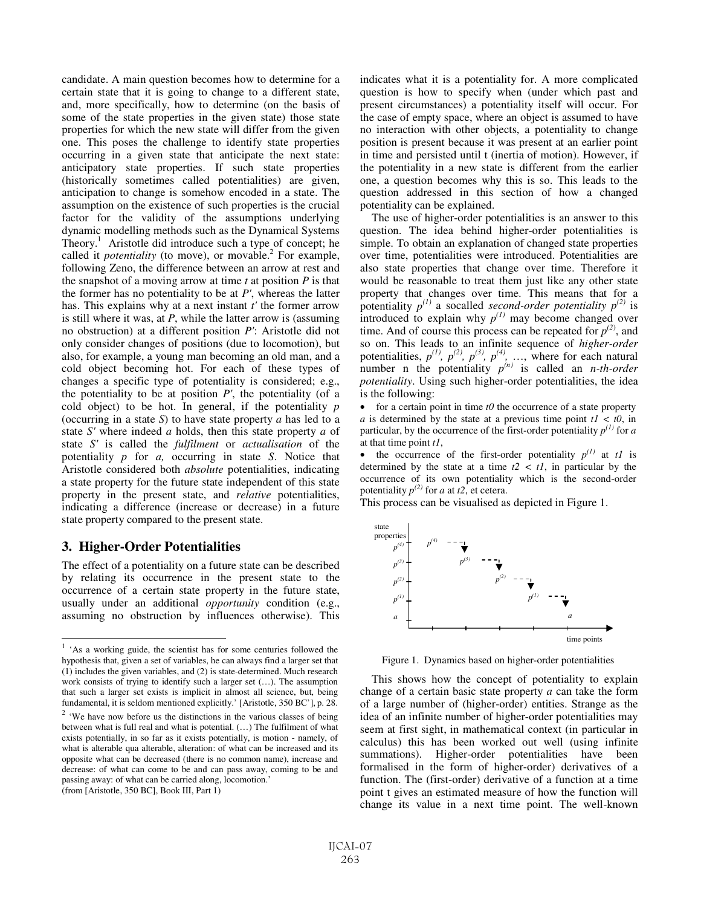candidate. A main question becomes how to determine for a certain state that it is going to change to a different state, and, more specifically, how to determine (on the basis of some of the state properties in the given state) those state properties for which the new state will differ from the given one. This poses the challenge to identify state properties occurring in a given state that anticipate the next state: anticipatory state properties. If such state properties (historically sometimes called potentialities) are given, anticipation to change is somehow encoded in a state. The assumption on the existence of such properties is the crucial factor for the validity of the assumptions underlying dynamic modelling methods such as the Dynamical Systems Theory.[1] Aristotle did introduce such a type of concept; he called it *potentiality* (to move), or movable.[2] For example, following Zeno, the difference between an arrow at rest and the snapshot of a moving arrow at time *t* at position *P* is that the former has no potentiality to be at *P'*, whereas the latter has. This explains why at a next instant *t'* the former arrow is still where it was, at *P*, while the latter arrow is (assuming no obstruction) at a different position *P'*: Aristotle did not only consider changes of positions (due to locomotion), but also, for example, a young man becoming an old man, and a cold object becoming hot. For each of these types of changes a specific type of potentiality is considered; e.g., the potentiality to be at position *P'*, the potentiality (of a cold object) to be hot. In general, if the potentiality *p* (occurring in a state *S*) to have state property *a* has led to a state *S'* where indeed *a* holds, then this state property *a* of state *S'* is called the *fulfilment* or *actualisation* of the potentiality *p* for *a,* occurring in state *S*. Notice that Aristotle considered both *absolute* potentialities, indicating a state property for the future state independent of this state property in the present state, and *relative* potentialities, indicating a difference (increase or decrease) in a future state property compared to the present state.

## 3. Higher-Order Potentialities

The effect of a potentiality on a future state can be described by relating its occurrence in the present state to the occurrence of a certain state property in the future state, usually under an additional *opportunity* condition (e.g., assuming no obstruction by influences otherwise). This indicates what it is a potentiality for. A more complicated question is how to specify when (under which past and present circumstances) a potentiality itself will occur. For the case of empty space, where an object is assumed to have no interaction with other objects, a potentiality to change position is present because it was present at an earlier point in time and persisted until t (inertia of motion). However, if the potentiality in a new state is different from the earlier one, a question becomes why this is so. This leads to the question addressed in this section of how a changed potentiality can be explained.

The use of higher-order potentialities is an answer to this question. The idea behind higher-order potentialities is simple. To obtain an explanation of changed state properties over time, potentialities were introduced. Potentialities are also state properties that change over time. Therefore it would be reasonable to treat them just like any other state property that changes over time. This means that for a potentiality $p^{(1)}$ a socalled *second-order potentiality* $p^{(2)}$ is introduced to explain why $p^{(1)}$ may become changed over time. And of course this process can be repeated for $p^{(2)}$, and so on. This leads to an infinite sequence of *higher-order* potentialities, $p^{(1)}, p^{(2)}, p^{(3)}, p^{(4)}, \ldots$, where for each natural number n the potentiality $p^{(n)}$ is called an *n-th-order potentiality*. Using such higher-order potentialities, the idea is the following:

- for a certain point in time *t0* the occurrence of a state property *a* is determined by the state at a previous time point $t1 < t0$, in particular, by the occurrence of the first-order potentiality $p^{(1)}$ for *a* at that time point *t1*,
- the occurrence of the first-order potentiality $p^{(1)}$ at *t1* is determined by the state at a time $t2 < t1$, in particular by the occurrence of its own potentiality which is the second-order potentiality $p^{(2)}$ for *a* at *t2*, et cetera.

This process can be visualised as depicted in Figure 1.

Figure 1. Dynamics based on higher-order potentialities

This shows how the concept of potentiality to explain change of a certain basic state property *a* can take the form of a large number of (higher-order) entities. Strange as the idea of an infinite number of higher-order potentialities may seem at first sight, in mathematical context (in particular in calculus) this has been worked out well (using infinite summations). Higher-order potentialities have been formalised in the form of higher-order) derivatives of a function. The (first-order) derivative of a function at a time point t gives an estimated measure of how the function will change its value in a next time point. The well-known

[1] 'As a working guide, the scientist has for some centuries followed the hypothesis that, given a set of variables, he can always find a larger set that (1) includes the given variables, and (2) is state-determined. Much research work consists of trying to identify such a larger set (…). The assumption that such a larger set exists is implicit in almost all science, but, being fundamental, it is seldom mentioned explicitly.' [Aristotle, 350 BC'], p. 28.

[2] 'We have now before us the distinctions in the various classes of being between what is full real and what is potential. (…) The fulfilment of what exists potentially, in so far as it exists potentially, is motion - namely, of what is alterable qua alterable, alteration: of what can be increased and its opposite what can be decreased (there is no common name), increase and decrease: of what can come to be and can pass away, coming to be and passing away: of what can be carried along, locomotion.'
(from [Aristotle, 350 BC], Book III, Part 1)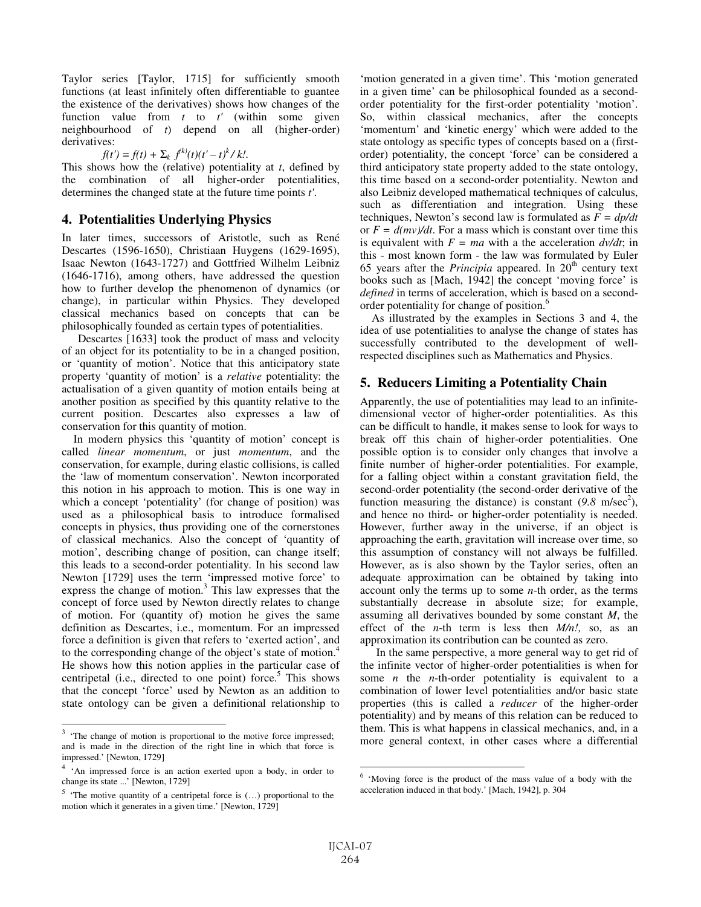Taylor series [Taylor, 1715] for sufficiently smooth functions (at least infinitely often differentiable to guantee the existence of the derivatives) shows how changes of the function value from $t$ to $t'$ (within some given neighbourhood of $t$) depend on all (higher-order) derivatives:

$$f(t') = f(t) + \Sigma_k\ f^{(k)}(t)(t' - t)^k / k!.$$

This shows how the (relative) potentiality at $t$, defined by the combination of all higher-order potentialities, determines the changed state at the future time points $t'$.

## 4. Potentialities Underlying Physics

In later times, successors of Aristotle, such as René Descartes (1596-1650), Christiaan Huygens (1629-1695), Isaac Newton (1643-1727) and Gottfried Wilhelm Leibniz (1646-1716), among others, have addressed the question how to further develop the phenomenon of dynamics (or change), in particular within Physics. They developed classical mechanics based on concepts that can be philosophically founded as certain types of potentialities.

Descartes [1633] took the product of mass and velocity of an object for its potentiality to be in a changed position, or 'quantity of motion'. Notice that this anticipatory state property 'quantity of motion' is a *relative* potentiality: the actualisation of a given quantity of motion entails being at another position as specified by this quantity relative to the current position. Descartes also expresses a law of conservation for this quantity of motion.

In modern physics this 'quantity of motion' concept is called *linear momentum*, or just *momentum*, and the conservation, for example, during elastic collisions, is called the 'law of momentum conservation'. Newton incorporated this notion in his approach to motion. This is one way in which a concept 'potentiality' (for change of position) was used as a philosophical basis to introduce formalised concepts in physics, thus providing one of the cornerstones of classical mechanics. Also the concept of 'quantity of motion', describing change of position, can change itself; this leads to a second-order potentiality. In his second law Newton [1729] uses the term 'impressed motive force' to express the change of motion.[3] This law expresses that the concept of force used by Newton directly relates to change of motion. For (quantity of) motion he gives the same definition as Descartes, i.e., momentum. For an impressed force a definition is given that refers to 'exerted action', and to the corresponding change of the object's state of motion.[4] He shows how this notion applies in the particular case of centripetal (i.e., directed to one point) force.[5] This shows that the concept 'force' used by Newton as an addition to state ontology can be given a definitional relationship to 'motion generated in a given time'. This 'motion generated in a given time' can be philosophical founded as a second-order potentiality for the first-order potentiality 'motion'. So, within classical mechanics, after the concepts 'momentum' and 'kinetic energy' which were added to the state ontology as specific types of concepts based on a (first-order) potentiality, the concept 'force' can be considered a third anticipatory state property added to the state ontology, this time based on a second-order potentiality. Newton and also Leibniz developed mathematical techniques of calculus, such as differentiation and integration. Using these techniques, Newton's second law is formulated as $F = dp/dt$ or $F = d(mv)/dt$. For a mass which is constant over time this is equivalent with $F = ma$ with a the acceleration $dv/dt$; in this - most known form - the law was formulated by Euler 65 years after the *Principia* appeared. In 20th century text books such as [Mach, 1942] the concept 'moving force' is *defined* in terms of acceleration, which is based on a second-order potentiality for change of position.[6]

As illustrated by the examples in Sections 3 and 4, the idea of use potentialities to analyse the change of states has successfully contributed to the development of well-respected disciplines such as Mathematics and Physics.

## 5. Reducers Limiting a Potentiality Chain

Apparently, the use of potentialities may lead to an infinite-dimensional vector of higher-order potentialities. As this can be difficult to handle, it makes sense to look for ways to break off this chain of higher-order potentialities. One possible option is to consider only changes that involve a finite number of higher-order potentialities. For example, for a falling object within a constant gravitation field, the second-order potentiality (the second-order derivative of the function measuring the distance) is constant ($9.8$ m/sec$^2$), and hence no third- or higher-order potentiality is needed. However, further away in the universe, if an object is approaching the earth, gravitation will increase over time, so this assumption of constancy will not always be fulfilled. However, as is also shown by the Taylor series, often an adequate approximation can be obtained by taking into account only the terms up to some $n$-th order, as the terms substantially decrease in absolute size; for example, assuming all derivatives bounded by some constant $M$, the effect of the $n$-th term is less then $M/n!$, so, as an approximation its contribution can be counted as zero.

In the same perspective, a more general way to get rid of the infinite vector of higher-order potentialities is when for some $n$ the $n$-th-order potentiality is equivalent to a combination of lower level potentialities and/or basic state properties (this is called a *reducer* of the higher-order potentiality) and by means of this relation can be reduced to them. This is what happens in classical mechanics, and, in a more general context, in other cases where a differential

[3] 'The change of motion is proportional to the motive force impressed; and is made in the direction of the right line in which that force is impressed.' [Newton, 1729]

[4] 'An impressed force is an action exerted upon a body, in order to change its state ...' [Newton, 1729]

[5] 'The motive quantity of a centripetal force is (…) proportional to the motion which it generates in a given time.' [Newton, 1729]

[6] 'Moving force is the product of the mass value of a body with the acceleration induced in that body.' [Mach, 1942], p. 304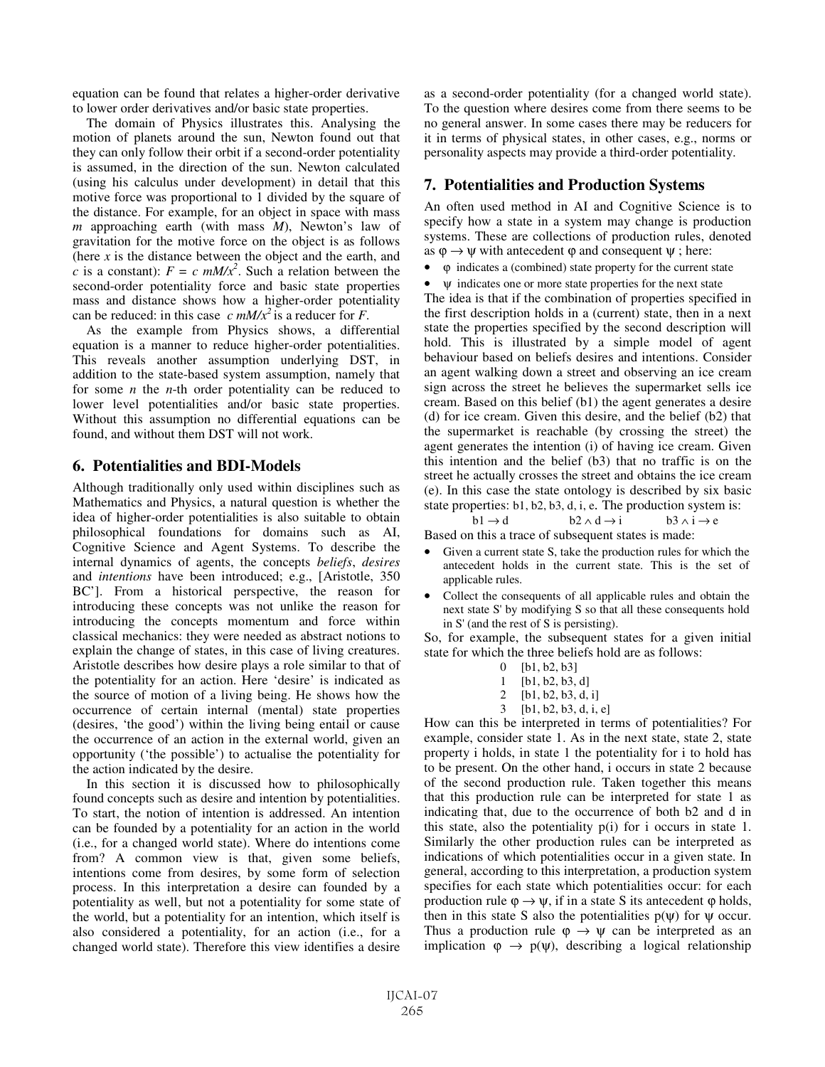equation can be found that relates a higher-order derivative to lower order derivatives and/or basic state properties.

The domain of Physics illustrates this. Analysing the motion of planets around the sun, Newton found out that they can only follow their orbit if a second-order potentiality is assumed, in the direction of the sun. Newton calculated (using his calculus under development) in detail that this motive force was proportional to 1 divided by the square of the distance. For example, for an object in space with mass $m$ approaching earth (with mass $M$), Newton's law of gravitation for the motive force on the object is as follows (here $x$ is the distance between the object and the earth, and $c$ is a constant): $F = c\ mM/x^2$. Such a relation between the second-order potentiality force and basic state properties mass and distance shows how a higher-order potentiality can be reduced: in this case $c\ mM/x^2$ is a reducer for $F$.

As the example from Physics shows, a differential equation is a manner to reduce higher-order potentialities. This reveals another assumption underlying DST, in addition to the state-based system assumption, namely that for some $n$ the $n$-th order potentiality can be reduced to lower level potentialities and/or basic state properties. Without this assumption no differential equations can be found, and without them DST will not work.

## 6. Potentialities and BDI-Models

Although traditionally only used within disciplines such as Mathematics and Physics, a natural question is whether the idea of higher-order potentialities is also suitable to obtain philosophical foundations for domains such as AI, Cognitive Science and Agent Systems. To describe the internal dynamics of agents, the concepts *beliefs*, *desires* and *intentions* have been introduced; e.g., [Aristotle, 350 BC']. From a historical perspective, the reason for introducing these concepts was not unlike the reason for introducing the concepts momentum and force within classical mechanics: they were needed as abstract notions to explain the change of states, in this case of living creatures. Aristotle describes how desire plays a role similar to that of the potentiality for an action. Here 'desire' is indicated as the source of motion of a living being. He shows how the occurrence of certain internal (mental) state properties (desires, 'the good') within the living being entail or cause the occurrence of an action in the external world, given an opportunity ('the possible') to actualise the potentiality for the action indicated by the desire.

In this section it is discussed how to philosophically found concepts such as desire and intention by potentialities. To start, the notion of intention is addressed. An intention can be founded by a potentiality for an action in the world (i.e., for a changed world state). Where do intentions come from? A common view is that, given some beliefs, intentions come from desires, by some form of selection process. In this interpretation a desire can founded by a potentiality as well, but not a potentiality for some state of the world, but a potentiality for an intention, which itself is also considered a potentiality, for an action (i.e., for a changed world state). Therefore this view identifies a desire as a second-order potentiality (for a changed world state). To the question where desires come from there seems to be no general answer. In some cases there may be reducers for it in terms of physical states, in other cases, e.g., norms or personality aspects may provide a third-order potentiality.

## 7. Potentialities and Production Systems

An often used method in AI and Cognitive Science is to specify how a state in a system may change is production systems. These are collections of production rules, denoted as $\varphi \rightarrow \psi$ with antecedent $\varphi$ and consequent $\psi$ ; here:

- $\varphi$ indicates a (combined) state property for the current state
- $\psi$ indicates one or more state properties for the next state

The idea is that if the combination of properties specified in the first description holds in a (current) state, then in a next state the properties specified by the second description will hold. This is illustrated by a simple model of agent behaviour based on beliefs desires and intentions. Consider an agent walking down a street and observing an ice cream sign across the street he believes the supermarket sells ice cream. Based on this belief (b1) the agent generates a desire (d) for ice cream. Given this desire, and the belief (b2) that the supermarket is reachable (by crossing the street) the agent generates the intention (i) of having ice cream. Given this intention and the belief (b3) that no traffic is on the street he actually crosses the street and obtains the ice cream (e). In this case the state ontology is described by six basic state properties: b1, b2, b3, d, i, e. The production system is:

$$b1 \rightarrow d \qquad b2 \wedge d \rightarrow i \qquad b3 \wedge i \rightarrow e$$

Based on this a trace of subsequent states is made:

- Given a current state S, take the production rules for which the antecedent holds in the current state. This is the set of applicable rules.
- Collect the consequents of all applicable rules and obtain the next state S' by modifying S so that all these consequents hold in S' (and the rest of S is persisting).

So, for example, the subsequent states for a given initial state for which the three beliefs hold are as follows:

0 [b1, b2, b3]
1 [b1, b2, b3, d]
2 [b1, b2, b3, d, i]
3 [b1, b2, b3, d, i, e]

How can this be interpreted in terms of potentialities? For example, consider state 1. As in the next state, state 2, state property i holds, in state 1 the potentiality for i to hold has to be present. On the other hand, i occurs in state 2 because of the second production rule. Taken together this means that this production rule can be interpreted for state 1 as indicating that, due to the occurrence of both b2 and d in this state, also the potentiality p(i) for i occurs in state 1. Similarly the other production rules can be interpreted as indications of which potentialities occur in a given state. In general, according to this interpretation, a production system specifies for each state which potentialities occur: for each production rule $\varphi \rightarrow \psi$, if in a state S its antecedent $\varphi$ holds, then in this state S also the potentialities $p(\psi)$ for $\psi$ occur. Thus a production rule $\varphi \rightarrow \psi$ can be interpreted as an implication $\varphi \rightarrow p(\psi)$, describing a logical relationship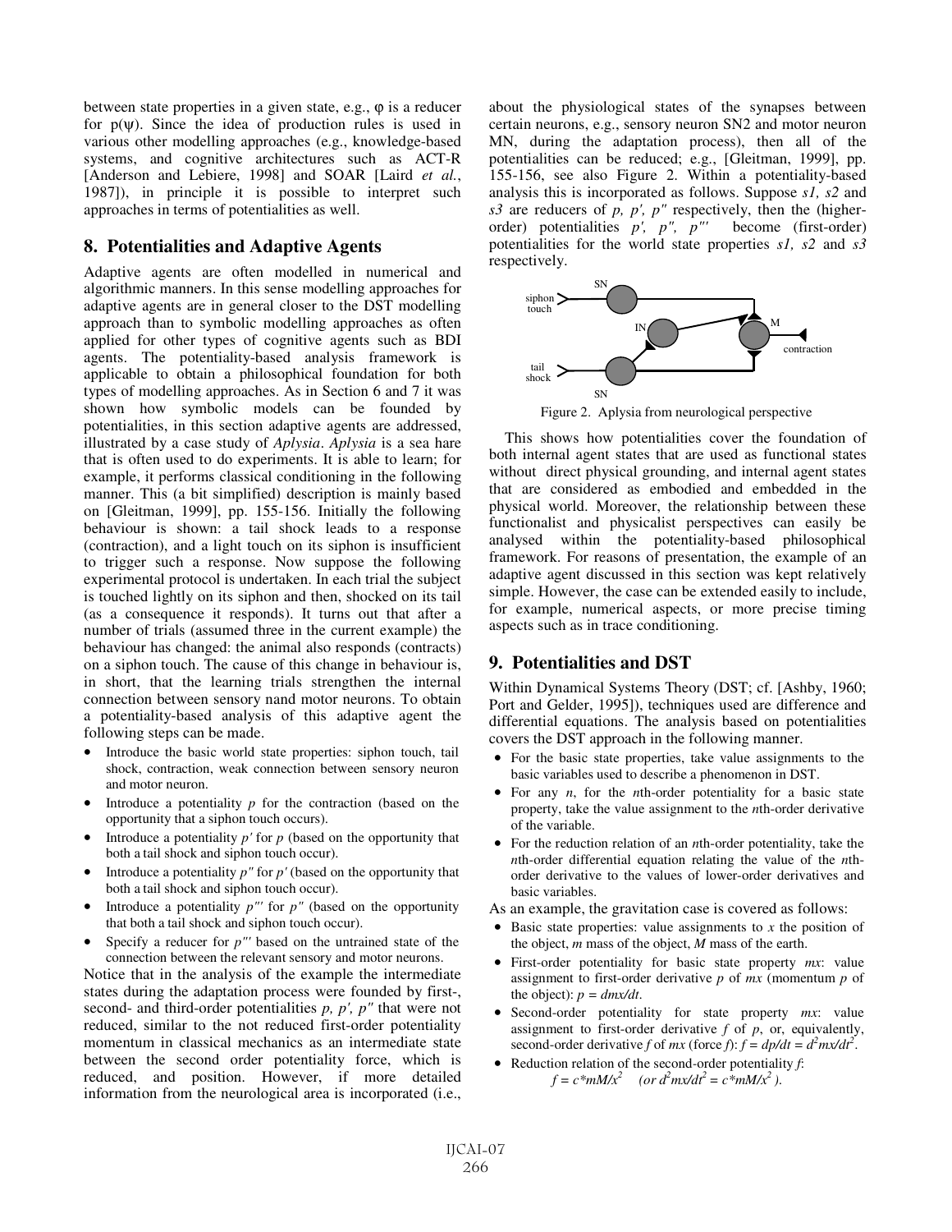between state properties in a given state, e.g., φ is a reducer for p(ψ). Since the idea of production rules is used in various other modelling approaches (e.g., knowledge-based systems, and cognitive architectures such as ACT-R [Anderson and Lebiere, 1998] and SOAR [Laird *et al.*, 1987]), in principle it is possible to interpret such approaches in terms of potentialities as well.

## 8. Potentialities and Adaptive Agents

Adaptive agents are often modelled in numerical and algorithmic manners. In this sense modelling approaches for adaptive agents are in general closer to the DST modelling approach than to symbolic modelling approaches as often applied for other types of cognitive agents such as BDI agents. The potentiality-based analysis framework is applicable to obtain a philosophical foundation for both types of modelling approaches. As in Section 6 and 7 it was shown how symbolic models can be founded by potentialities, in this section adaptive agents are addressed, illustrated by a case study of *Aplysia*. *Aplysia* is a sea hare that is often used to do experiments. It is able to learn; for example, it performs classical conditioning in the following manner. This (a bit simplified) description is mainly based on [Gleitman, 1999], pp. 155-156. Initially the following behaviour is shown: a tail shock leads to a response (contraction), and a light touch on its siphon is insufficient to trigger such a response. Now suppose the following experimental protocol is undertaken. In each trial the subject is touched lightly on its siphon and then, shocked on its tail (as a consequence it responds). It turns out that after a number of trials (assumed three in the current example) the behaviour has changed: the animal also responds (contracts) on a siphon touch. The cause of this change in behaviour is, in short, that the learning trials strengthen the internal connection between sensory nand motor neurons. To obtain a potentiality-based analysis of this adaptive agent the following steps can be made.

- Introduce the basic world state properties: siphon touch, tail shock, contraction, weak connection between sensory neuron and motor neuron.
- Introduce a potentiality *p* for the contraction (based on the opportunity that a siphon touch occurs).
- Introduce a potentiality *p'* for *p* (based on the opportunity that both a tail shock and siphon touch occur).
- Introduce a potentiality *p"* for *p'* (based on the opportunity that both a tail shock and siphon touch occur).
- Introduce a potentiality *p"'* for *p"* (based on the opportunity that both a tail shock and siphon touch occur).
- Specify a reducer for *p"'* based on the untrained state of the connection between the relevant sensory and motor neurons.

Notice that in the analysis of the example the intermediate states during the adaptation process were founded by first-, second- and third-order potentialities *p, p', p"* that were not reduced, similar to the not reduced first-order potentiality momentum in classical mechanics as an intermediate state between the second order potentiality force, which is reduced, and position. However, if more detailed information from the neurological area is incorporated (i.e., about the physiological states of the synapses between certain neurons, e.g., sensory neuron SN2 and motor neuron MN, during the adaptation process), then all of the potentialities can be reduced; e.g., [Gleitman, 1999], pp. 155-156, see also Figure 2. Within a potentiality-based analysis this is incorporated as follows. Suppose *s1, s2* and *s3* are reducers of *p, p', p"* respectively, then the (higher-order) potentialities *p', p", p"'* become (first-order) potentialities for the world state properties *s1, s2* and *s3* respectively.

Figure 2. Aplysia from neurological perspective

This shows how potentialities cover the foundation of both internal agent states that are used as functional states without direct physical grounding, and internal agent states that are considered as embodied and embedded in the physical world. Moreover, the relationship between these functionalist and physicalist perspectives can easily be analysed within the potentiality-based philosophical framework. For reasons of presentation, the example of an adaptive agent discussed in this section was kept relatively simple. However, the case can be extended easily to include, for example, numerical aspects, or more precise timing aspects such as in trace conditioning.

## 9. Potentialities and DST

Within Dynamical Systems Theory (DST; cf. [Ashby, 1960; Port and Gelder, 1995]), techniques used are difference and differential equations. The analysis based on potentialities covers the DST approach in the following manner.

- For the basic state properties, take value assignments to the basic variables used to describe a phenomenon in DST.
- For any *n*, for the *n*th-order potentiality for a basic state property, take the value assignment to the *n*th-order derivative of the variable.
- For the reduction relation of an *n*th-order potentiality, take the *n*th-order differential equation relating the value of the *n*th-order derivative to the values of lower-order derivatives and basic variables.

As an example, the gravitation case is covered as follows:

- Basic state properties: value assignments to *x* the position of the object, *m* mass of the object, *M* mass of the earth.
- First-order potentiality for basic state property *mx*: value assignment to first-order derivative *p* of *mx* (momentum *p* of the object): $p = dmx/dt$.
- Second-order potentiality for state property *mx*: value assignment to first-order derivative *f* of *p*, or, equivalently, second-order derivative *f* of *mx* (force *f*): $f = dp/dt = d^2mx/dt^2$.
- Reduction relation of the second-order potentiality *f*:
  $f = c*mM/x^2$ (or $d^2mx/dt^2 = c*mM/x^2$ ).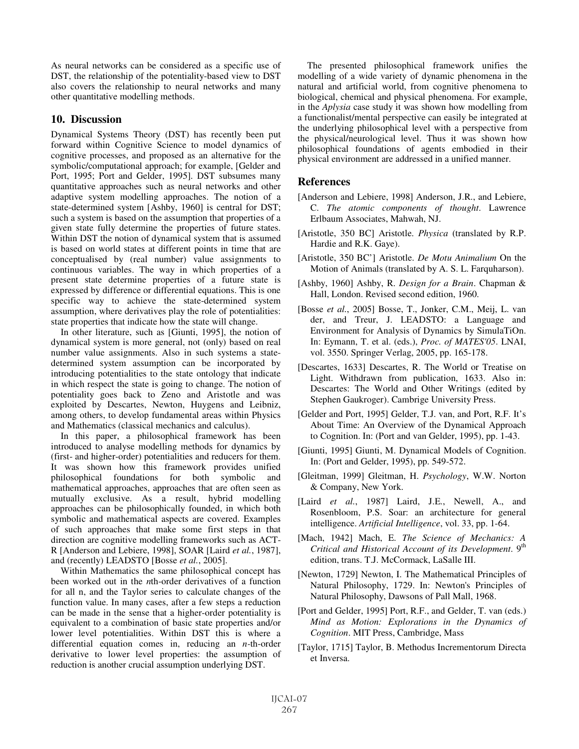As neural networks can be considered as a specific use of DST, the relationship of the potentiality-based view to DST also covers the relationship to neural networks and many other quantitative modelling methods.

## 10. Discussion

Dynamical Systems Theory (DST) has recently been put forward within Cognitive Science to model dynamics of cognitive processes, and proposed as an alternative for the symbolic/computational approach; for example, [Gelder and Port, 1995; Port and Gelder, 1995]. DST subsumes many quantitative approaches such as neural networks and other adaptive system modelling approaches. The notion of a state-determined system [Ashby, 1960] is central for DST; such a system is based on the assumption that properties of a given state fully determine the properties of future states. Within DST the notion of dynamical system that is assumed is based on world states at different points in time that are conceptualised by (real number) value assignments to continuous variables. The way in which properties of a present state determine properties of a future state is expressed by difference or differential equations. This is one specific way to achieve the state-determined system assumption, where derivatives play the role of potentialities: state properties that indicate how the state will change.

In other literature, such as [Giunti, 1995], the notion of dynamical system is more general, not (only) based on real number value assignments. Also in such systems a state-determined system assumption can be incorporated by introducing potentialities to the state ontology that indicate in which respect the state is going to change. The notion of potentiality goes back to Zeno and Aristotle and was exploited by Descartes, Newton, Huygens and Leibniz, among others, to develop fundamental areas within Physics and Mathematics (classical mechanics and calculus).

In this paper, a philosophical framework has been introduced to analyse modelling methods for dynamics by (first- and higher-order) potentialities and reducers for them. It was shown how this framework provides unified philosophical foundations for both symbolic and mathematical approaches, approaches that are often seen as mutually exclusive. As a result, hybrid modelling approaches can be philosophically founded, in which both symbolic and mathematical aspects are covered. Examples of such approaches that make some first steps in that direction are cognitive modelling frameworks such as ACT-R [Anderson and Lebiere, 1998], SOAR [Laird *et al.*, 1987], and (recently) LEADSTO [Bosse *et al.*, 2005].

Within Mathematics the same philosophical concept has been worked out in the *n*th-order derivatives of a function for all n, and the Taylor series to calculate changes of the function value. In many cases, after a few steps a reduction can be made in the sense that a higher-order potentiality is equivalent to a combination of basic state properties and/or lower level potentialities. Within DST this is where a differential equation comes in, reducing an *n*-th-order derivative to lower level properties: the assumption of reduction is another crucial assumption underlying DST.

The presented philosophical framework unifies the modelling of a wide variety of dynamic phenomena in the natural and artificial world, from cognitive phenomena to biological, chemical and physical phenomena. For example, in the *Aplysia* case study it was shown how modelling from a functionalist/mental perspective can easily be integrated at the underlying philosophical level with a perspective from the physical/neurological level. Thus it was shown how philosophical foundations of agents embodied in their physical environment are addressed in a unified manner.

## References

[Anderson and Lebiere, 1998] Anderson, J.R., and Lebiere, C. *The atomic components of thought*. Lawrence Erlbaum Associates, Mahwah, NJ.

[Aristotle, 350 BC] Aristotle. *Physica* (translated by R.P. Hardie and R.K. Gaye).

[Aristotle, 350 BC'] Aristotle. *De Motu Animalium* On the Motion of Animals (translated by A. S. L. Farquharson).

[Ashby, 1960] Ashby, R. *Design for a Brain*. Chapman & Hall, London. Revised second edition, 1960.

[Bosse *et al.*, 2005] Bosse, T., Jonker, C.M., Meij, L. van der, and Treur, J. LEADSTO: a Language and Environment for Analysis of Dynamics by SimulaTiOn. In: Eymann, T. et al. (eds.), *Proc. of MATES'05*. LNAI, vol. 3550. Springer Verlag, 2005, pp. 165-178.

[Descartes, 1633] Descartes, R. The World or Treatise on Light. Withdrawn from publication, 1633. Also in: Descartes: The World and Other Writings (edited by Stephen Gaukroger). Cambrige University Press.

[Gelder and Port, 1995] Gelder, T.J. van, and Port, R.F. It's About Time: An Overview of the Dynamical Approach to Cognition. In: (Port and van Gelder, 1995), pp. 1-43.

[Giunti, 1995] Giunti, M. Dynamical Models of Cognition. In: (Port and Gelder, 1995), pp. 549-572.

[Gleitman, 1999] Gleitman, H. *Psychology*, W.W. Norton & Company, New York.

[Laird *et al.*, 1987] Laird, J.E., Newell, A., and Rosenbloom, P.S. Soar: an architecture for general intelligence. *Artificial Intelligence*, vol. 33, pp. 1-64.

[Mach, 1942] Mach, E. *The Science of Mechanics: A Critical and Historical Account of its Development*. 9th edition, trans. T.J. McCormack, LaSalle Ill.

[Newton, 1729] Newton, I. The Mathematical Principles of Natural Philosophy, 1729. In: Newton's Principles of Natural Philosophy, Dawsons of Pall Mall, 1968.

[Port and Gelder, 1995] Port, R.F., and Gelder, T. van (eds.) *Mind as Motion: Explorations in the Dynamics of Cognition*. MIT Press, Cambridge, Mass

[Taylor, 1715] Taylor, B. Methodus Incrementorum Directa et Inversa.